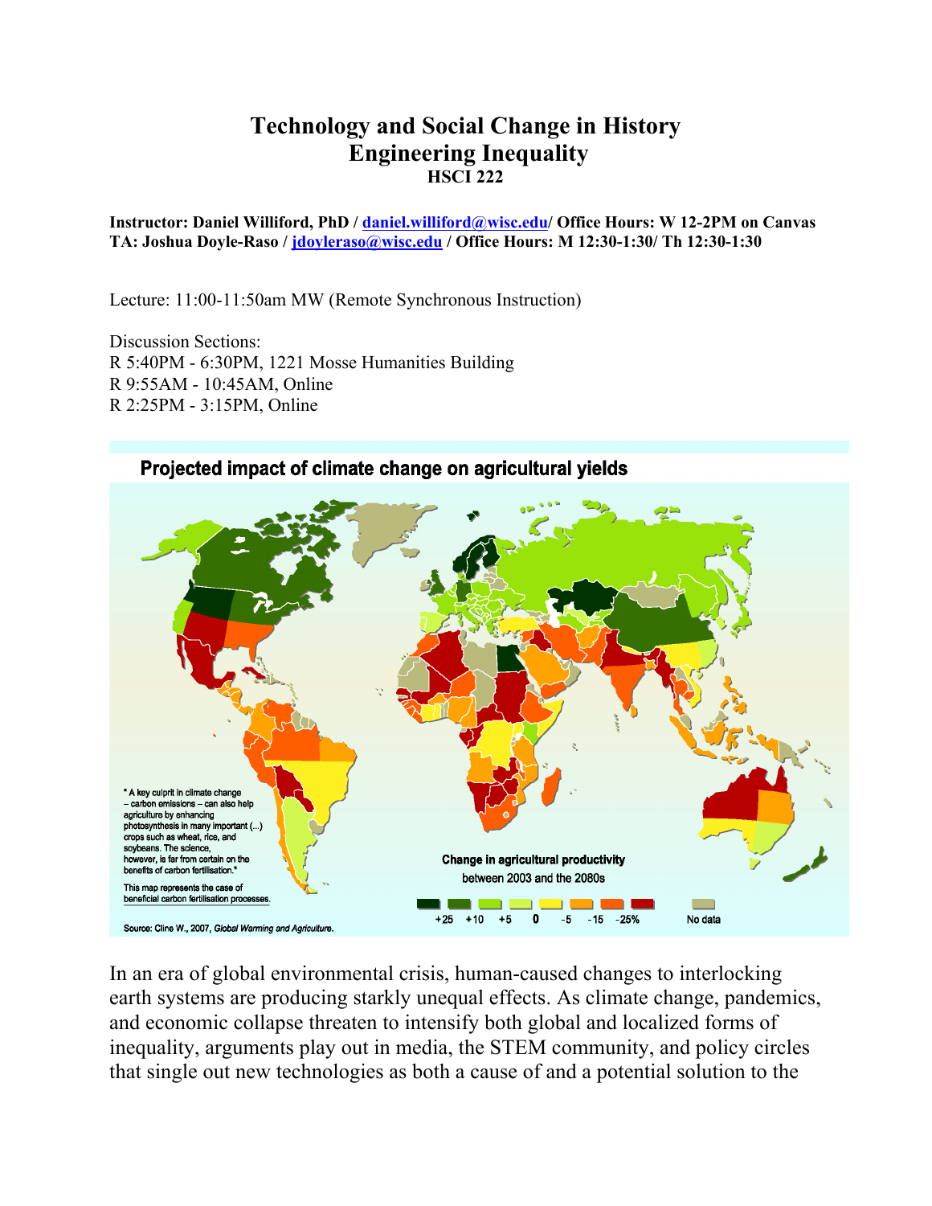# Technology and Social Change in History
## Engineering Inequality
### HSCI 222

**Instructor: Daniel Williford, PhD / daniel.williford@wisc.edu/ Office Hours: W 12-2PM on Canvas**
**TA: Joshua Doyle-Raso / jdoyleraso@wisc.edu / Office Hours: M 12:30-1:30/ Th 12:30-1:30**

Lecture: 11:00-11:50am MW (Remote Synchronous Instruction)

Discussion Sections:
R 5:40PM - 6:30PM, 1221 Mosse Humanities Building
R 9:55AM - 10:45AM, Online
R 2:25PM - 3:15PM, Online

**Projected impact of climate change on agricultural yields**

\* A key culprit in climate change – carbon emissions – can also help agriculture by enhancing photosynthesis in many important (...) crops such as wheat, rice, and soybeans. The science, however, is far from certain on the benefits of carbon fertilisation.\*

This map represents the case of beneficial carbon fertilisation processes.

Change in agricultural productivity between 2003 and the 2080s

+25 | +10 | +5 | 0 | -5 | -15 | -25% | No data

Source: Cline W., 2007, *Global Warming and Agriculture*.

In an era of global environmental crisis, human-caused changes to interlocking earth systems are producing starkly unequal effects. As climate change, pandemics, and economic collapse threaten to intensify both global and localized forms of inequality, arguments play out in media, the STEM community, and policy circles that single out new technologies as both a cause of and a potential solution to the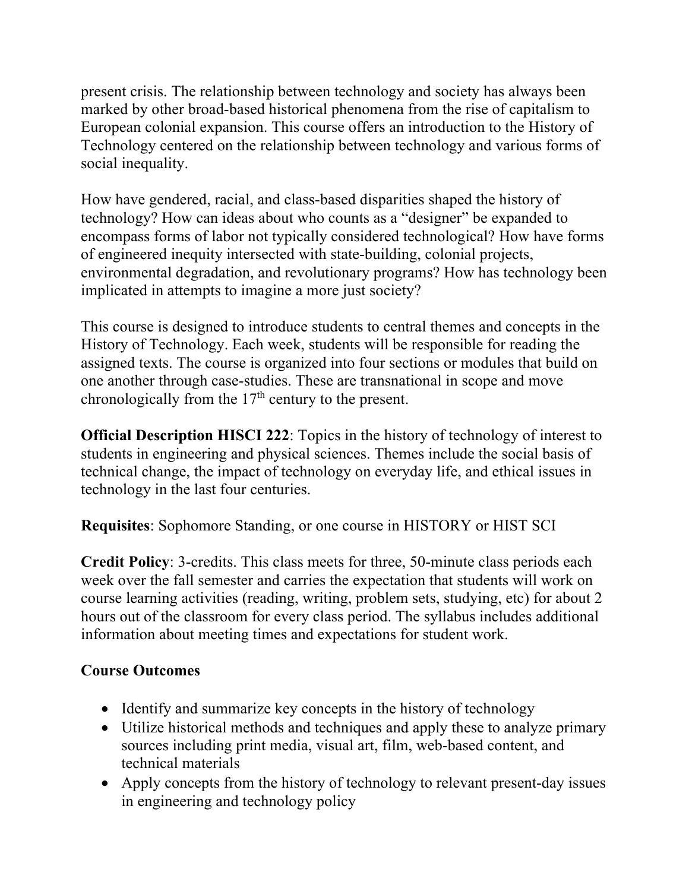present crisis. The relationship between technology and society has always been marked by other broad-based historical phenomena from the rise of capitalism to European colonial expansion. This course offers an introduction to the History of Technology centered on the relationship between technology and various forms of social inequality.

How have gendered, racial, and class-based disparities shaped the history of technology? How can ideas about who counts as a "designer" be expanded to encompass forms of labor not typically considered technological? How have forms of engineered inequity intersected with state-building, colonial projects, environmental degradation, and revolutionary programs? How has technology been implicated in attempts to imagine a more just society?

This course is designed to introduce students to central themes and concepts in the History of Technology. Each week, students will be responsible for reading the assigned texts. The course is organized into four sections or modules that build on one another through case-studies. These are transnational in scope and move chronologically from the 17th century to the present.

**Official Description HISCI 222**: Topics in the history of technology of interest to students in engineering and physical sciences. Themes include the social basis of technical change, the impact of technology on everyday life, and ethical issues in technology in the last four centuries.

**Requisites**: Sophomore Standing, or one course in HISTORY or HIST SCI

**Credit Policy**: 3-credits. This class meets for three, 50-minute class periods each week over the fall semester and carries the expectation that students will work on course learning activities (reading, writing, problem sets, studying, etc) for about 2 hours out of the classroom for every class period. The syllabus includes additional information about meeting times and expectations for student work.

**Course Outcomes**

- Identify and summarize key concepts in the history of technology
- Utilize historical methods and techniques and apply these to analyze primary sources including print media, visual art, film, web-based content, and technical materials
- Apply concepts from the history of technology to relevant present-day issues in engineering and technology policy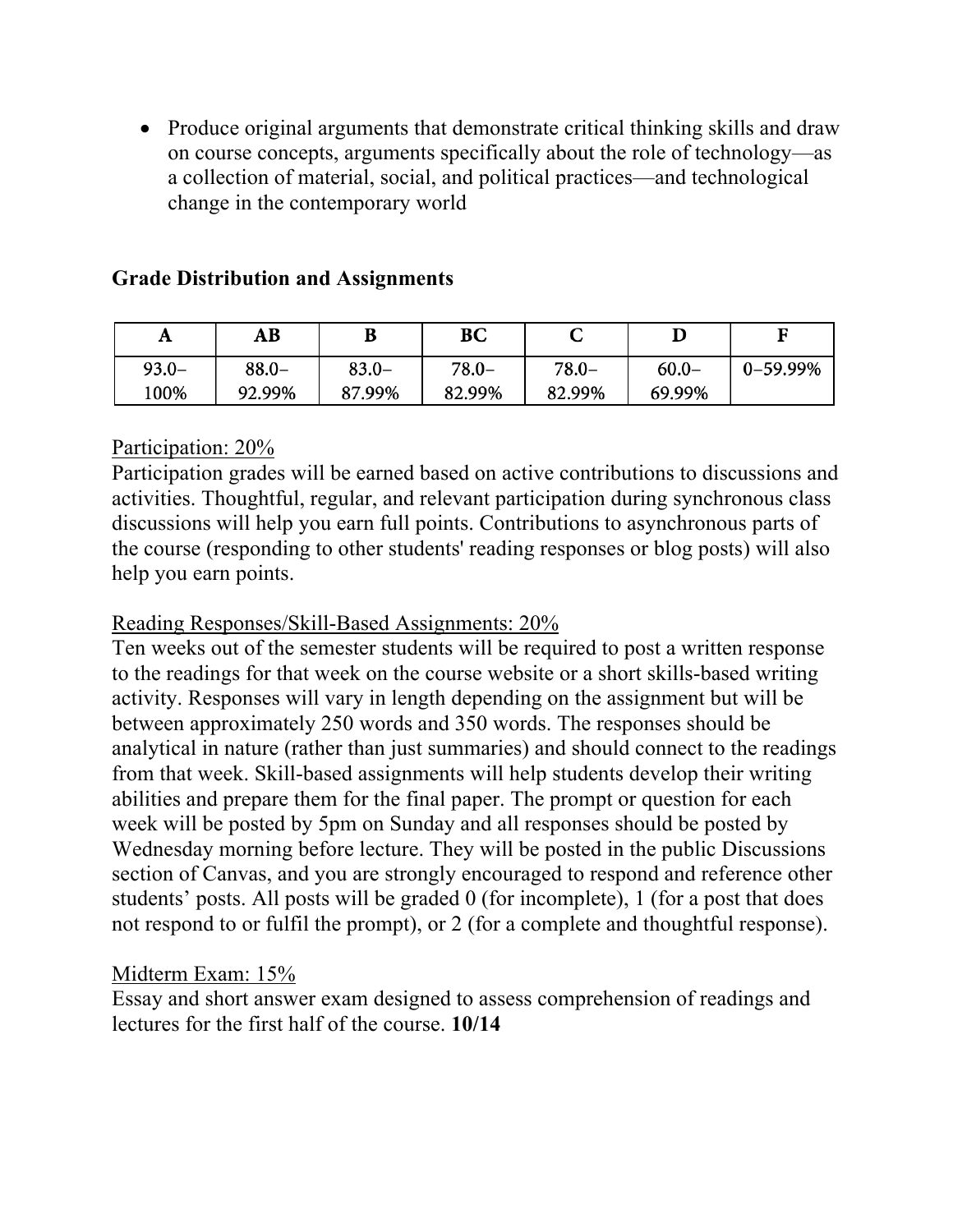- Produce original arguments that demonstrate critical thinking skills and draw on course concepts, arguments specifically about the role of technology—as a collection of material, social, and political practices—and technological change in the contemporary world

## Grade Distribution and Assignments

| A | AB | B | BC | C | D | F |
|---|---|---|---|---|---|---|
| 93.0–100% | 88.0–92.99% | 83.0–87.99% | 78.0–82.99% | 78.0–82.99% | 60.0–69.99% | 0–59.99% |

Participation: 20%

Participation grades will be earned based on active contributions to discussions and activities. Thoughtful, regular, and relevant participation during synchronous class discussions will help you earn full points. Contributions to asynchronous parts of the course (responding to other students' reading responses or blog posts) will also help you earn points.

Reading Responses/Skill-Based Assignments: 20%

Ten weeks out of the semester students will be required to post a written response to the readings for that week on the course website or a short skills-based writing activity. Responses will vary in length depending on the assignment but will be between approximately 250 words and 350 words. The responses should be analytical in nature (rather than just summaries) and should connect to the readings from that week. Skill-based assignments will help students develop their writing abilities and prepare them for the final paper. The prompt or question for each week will be posted by 5pm on Sunday and all responses should be posted by Wednesday morning before lecture. They will be posted in the public Discussions section of Canvas, and you are strongly encouraged to respond and reference other students' posts. All posts will be graded 0 (for incomplete), 1 (for a post that does not respond to or fulfil the prompt), or 2 (for a complete and thoughtful response).

Midterm Exam: 15%

Essay and short answer exam designed to assess comprehension of readings and lectures for the first half of the course. **10/14**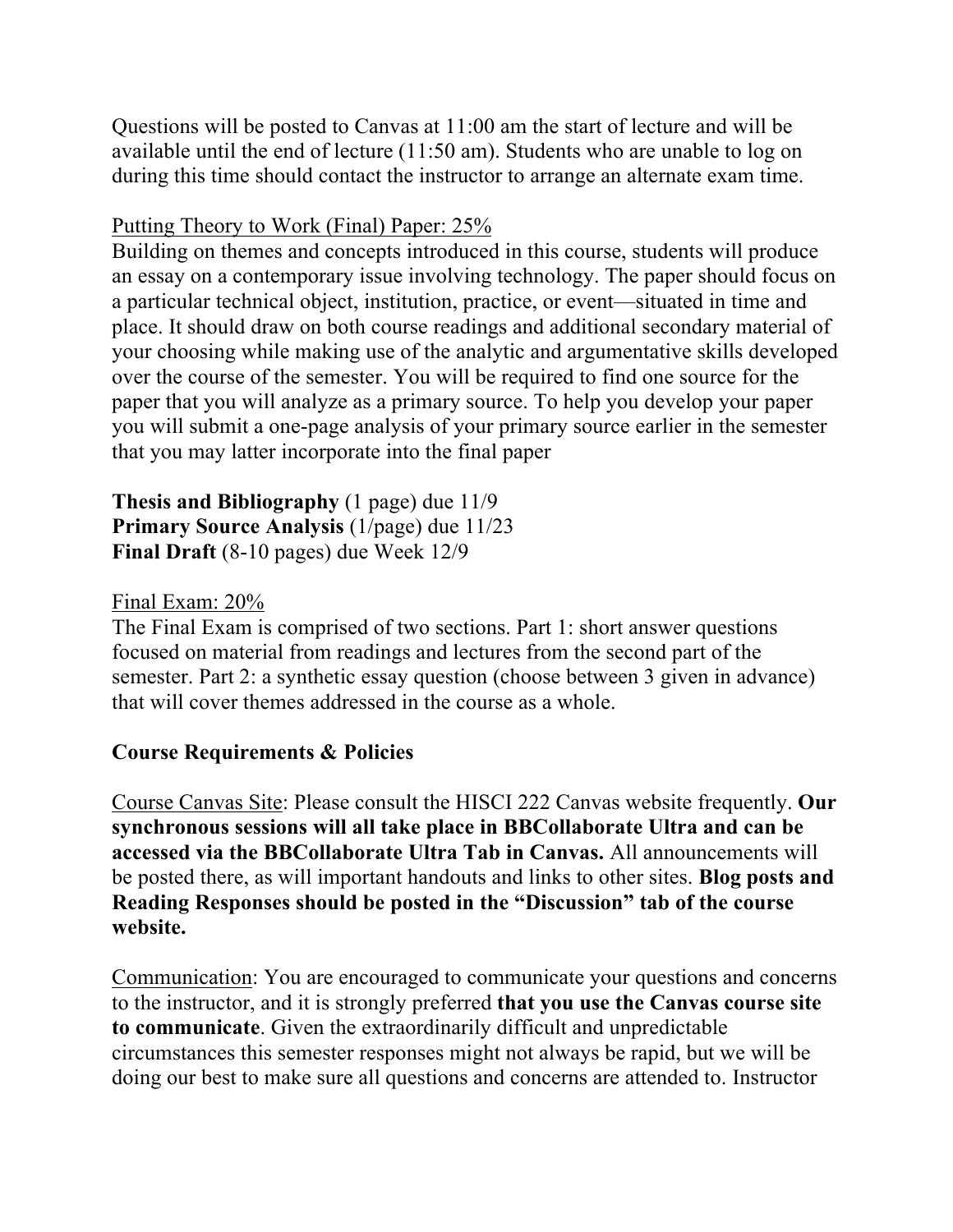Questions will be posted to Canvas at 11:00 am the start of lecture and will be available until the end of lecture (11:50 am). Students who are unable to log on during this time should contact the instructor to arrange an alternate exam time.

Putting Theory to Work (Final) Paper: 25%

Building on themes and concepts introduced in this course, students will produce an essay on a contemporary issue involving technology. The paper should focus on a particular technical object, institution, practice, or event—situated in time and place. It should draw on both course readings and additional secondary material of your choosing while making use of the analytic and argumentative skills developed over the course of the semester. You will be required to find one source for the paper that you will analyze as a primary source. To help you develop your paper you will submit a one-page analysis of your primary source earlier in the semester that you may latter incorporate into the final paper

**Thesis and Bibliography** (1 page) due 11/9
**Primary Source Analysis** (1/page) due 11/23
**Final Draft** (8-10 pages) due Week 12/9

Final Exam: 20%

The Final Exam is comprised of two sections. Part 1: short answer questions focused on material from readings and lectures from the second part of the semester. Part 2: a synthetic essay question (choose between 3 given in advance) that will cover themes addressed in the course as a whole.

## Course Requirements & Policies

Course Canvas Site: Please consult the HISCI 222 Canvas website frequently. **Our synchronous sessions will all take place in BBCollaborate Ultra and can be accessed via the BBCollaborate Ultra Tab in Canvas.** All announcements will be posted there, as will important handouts and links to other sites. **Blog posts and Reading Responses should be posted in the "Discussion" tab of the course website.**

Communication: You are encouraged to communicate your questions and concerns to the instructor, and it is strongly preferred **that you use the Canvas course site to communicate**. Given the extraordinarily difficult and unpredictable circumstances this semester responses might not always be rapid, but we will be doing our best to make sure all questions and concerns are attended to. Instructor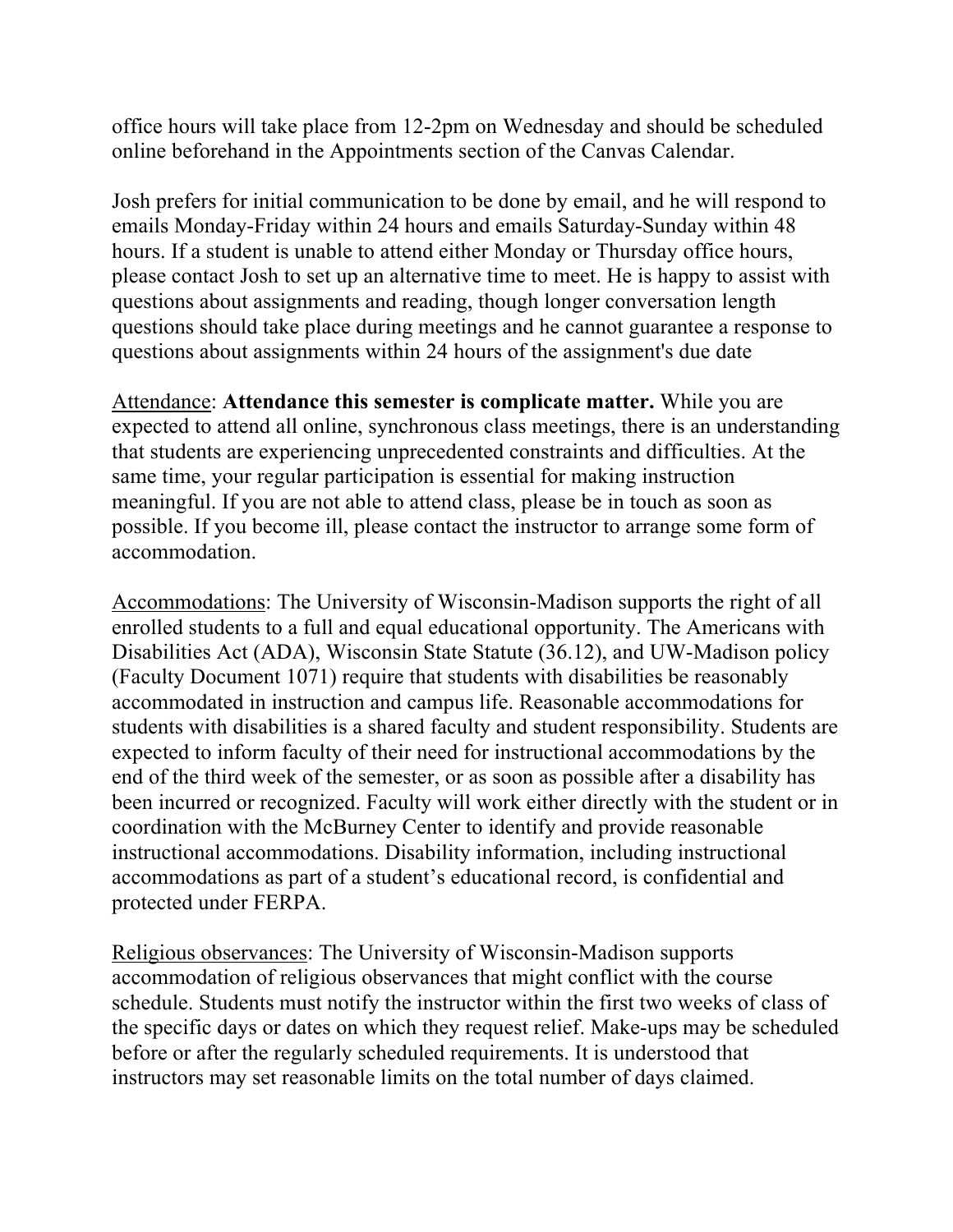office hours will take place from 12-2pm on Wednesday and should be scheduled online beforehand in the Appointments section of the Canvas Calendar.

Josh prefers for initial communication to be done by email, and he will respond to emails Monday-Friday within 24 hours and emails Saturday-Sunday within 48 hours. If a student is unable to attend either Monday or Thursday office hours, please contact Josh to set up an alternative time to meet. He is happy to assist with questions about assignments and reading, though longer conversation length questions should take place during meetings and he cannot guarantee a response to questions about assignments within 24 hours of the assignment's due date

<u>Attendance</u>: **Attendance this semester is complicate matter.** While you are expected to attend all online, synchronous class meetings, there is an understanding that students are experiencing unprecedented constraints and difficulties. At the same time, your regular participation is essential for making instruction meaningful. If you are not able to attend class, please be in touch as soon as possible. If you become ill, please contact the instructor to arrange some form of accommodation.

<u>Accommodations</u>: The University of Wisconsin-Madison supports the right of all enrolled students to a full and equal educational opportunity. The Americans with Disabilities Act (ADA), Wisconsin State Statute (36.12), and UW-Madison policy (Faculty Document 1071) require that students with disabilities be reasonably accommodated in instruction and campus life. Reasonable accommodations for students with disabilities is a shared faculty and student responsibility. Students are expected to inform faculty of their need for instructional accommodations by the end of the third week of the semester, or as soon as possible after a disability has been incurred or recognized. Faculty will work either directly with the student or in coordination with the McBurney Center to identify and provide reasonable instructional accommodations. Disability information, including instructional accommodations as part of a student's educational record, is confidential and protected under FERPA.

<u>Religious observances</u>: The University of Wisconsin-Madison supports accommodation of religious observances that might conflict with the course schedule. Students must notify the instructor within the first two weeks of class of the specific days or dates on which they request relief. Make-ups may be scheduled before or after the regularly scheduled requirements. It is understood that instructors may set reasonable limits on the total number of days claimed.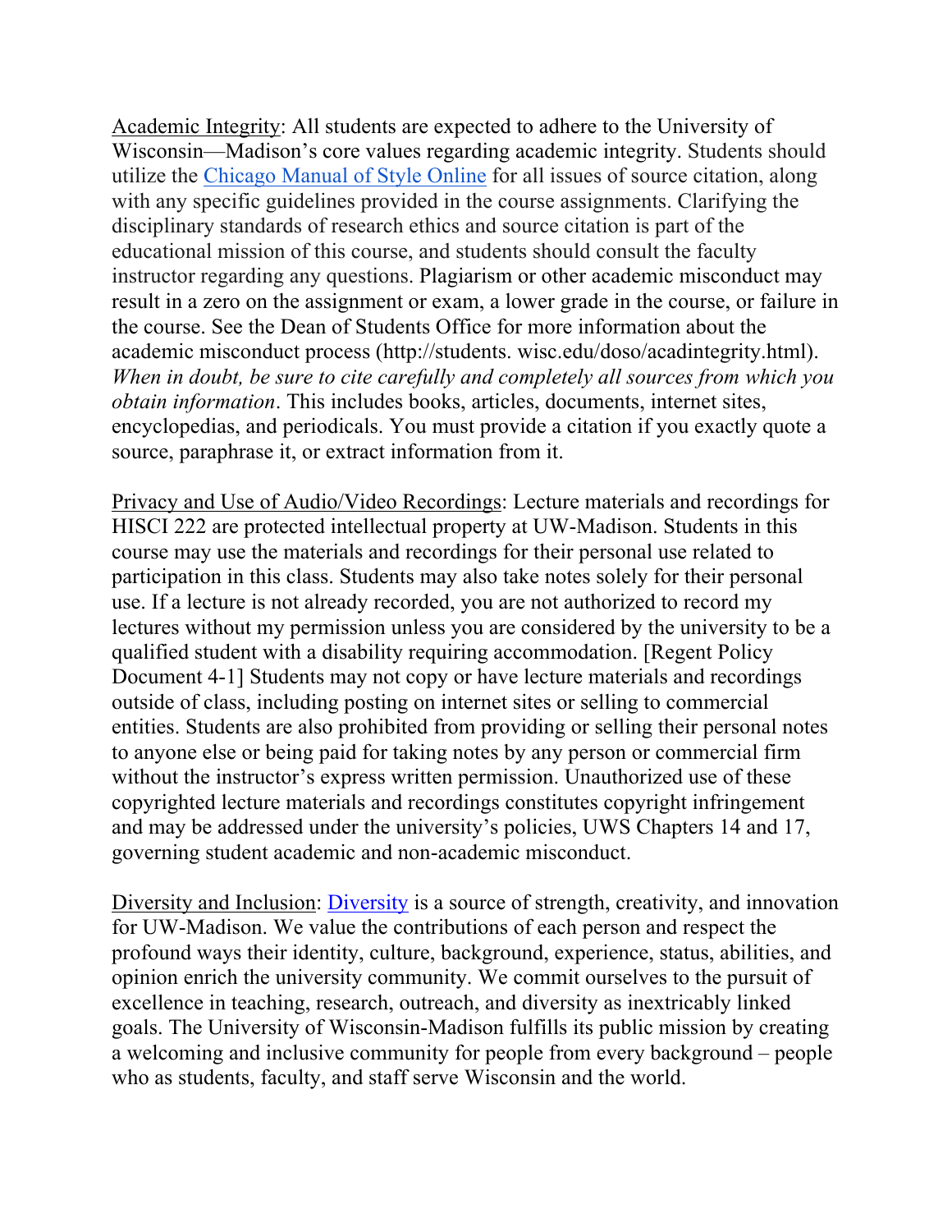Academic Integrity: All students are expected to adhere to the University of Wisconsin—Madison's core values regarding academic integrity. Students should utilize the [Chicago Manual of Style Online](#) for all issues of source citation, along with any specific guidelines provided in the course assignments. Clarifying the disciplinary standards of research ethics and source citation is part of the educational mission of this course, and students should consult the faculty instructor regarding any questions. Plagiarism or other academic misconduct may result in a zero on the assignment or exam, a lower grade in the course, or failure in the course. See the Dean of Students Office for more information about the academic misconduct process (http://students. wisc.edu/doso/acadintegrity.html). *When in doubt, be sure to cite carefully and completely all sources from which you obtain information*. This includes books, articles, documents, internet sites, encyclopedias, and periodicals. You must provide a citation if you exactly quote a source, paraphrase it, or extract information from it.

Privacy and Use of Audio/Video Recordings: Lecture materials and recordings for HISCI 222 are protected intellectual property at UW-Madison. Students in this course may use the materials and recordings for their personal use related to participation in this class. Students may also take notes solely for their personal use. If a lecture is not already recorded, you are not authorized to record my lectures without my permission unless you are considered by the university to be a qualified student with a disability requiring accommodation. [Regent Policy Document 4-1] Students may not copy or have lecture materials and recordings outside of class, including posting on internet sites or selling to commercial entities. Students are also prohibited from providing or selling their personal notes to anyone else or being paid for taking notes by any person or commercial firm without the instructor's express written permission. Unauthorized use of these copyrighted lecture materials and recordings constitutes copyright infringement and may be addressed under the university's policies, UWS Chapters 14 and 17, governing student academic and non-academic misconduct.

Diversity and Inclusion: [Diversity](#) is a source of strength, creativity, and innovation for UW-Madison. We value the contributions of each person and respect the profound ways their identity, culture, background, experience, status, abilities, and opinion enrich the university community. We commit ourselves to the pursuit of excellence in teaching, research, outreach, and diversity as inextricably linked goals. The University of Wisconsin-Madison fulfills its public mission by creating a welcoming and inclusive community for people from every background – people who as students, faculty, and staff serve Wisconsin and the world.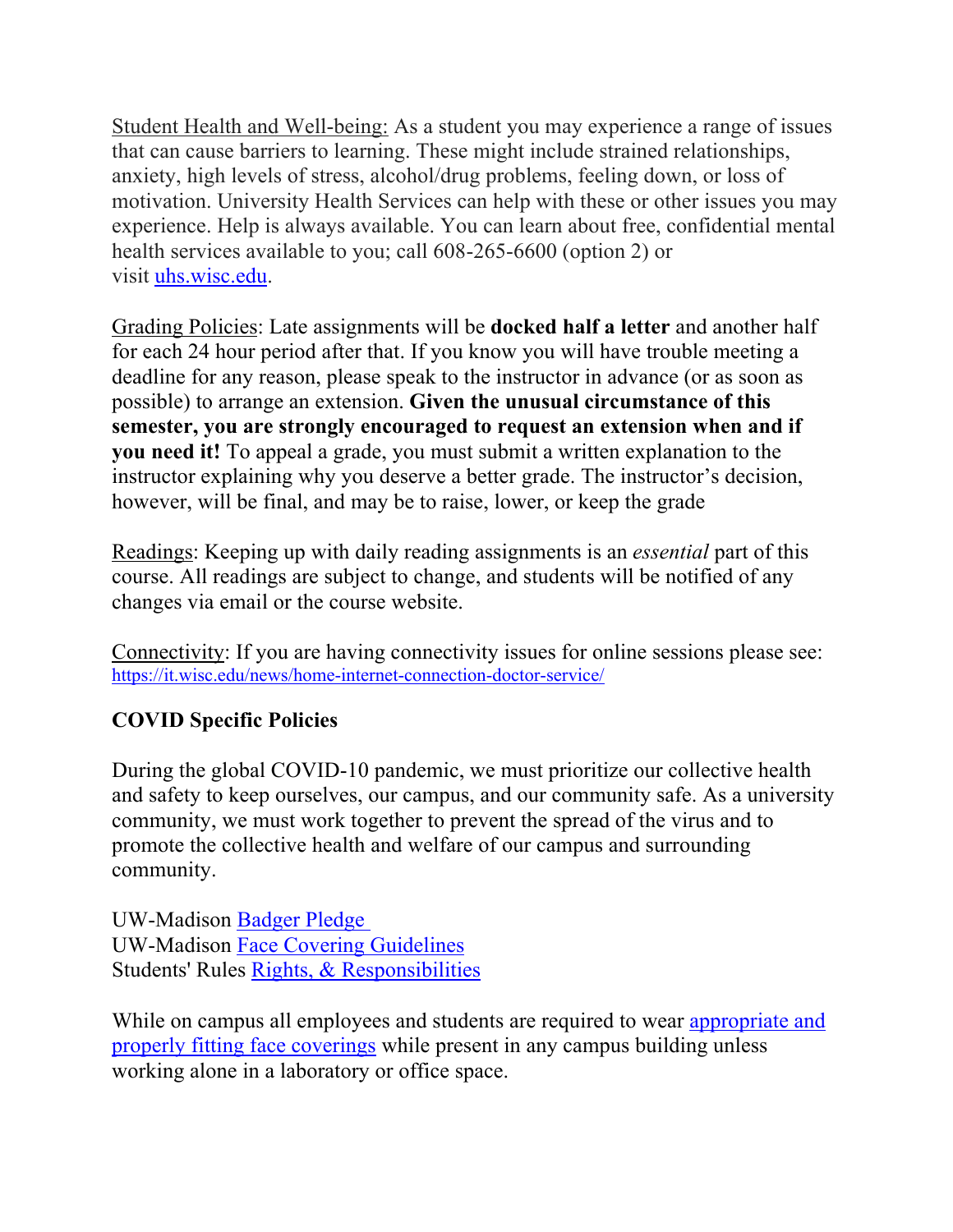Student Health and Well-being: As a student you may experience a range of issues that can cause barriers to learning. These might include strained relationships, anxiety, high levels of stress, alcohol/drug problems, feeling down, or loss of motivation. University Health Services can help with these or other issues you may experience. Help is always available. You can learn about free, confidential mental health services available to you; call 608-265-6600 (option 2) or visit [uhs.wisc.edu](uhs.wisc.edu).

Grading Policies: Late assignments will be **docked half a letter** and another half for each 24 hour period after that. If you know you will have trouble meeting a deadline for any reason, please speak to the instructor in advance (or as soon as possible) to arrange an extension. **Given the unusual circumstance of this semester, you are strongly encouraged to request an extension when and if you need it!** To appeal a grade, you must submit a written explanation to the instructor explaining why you deserve a better grade. The instructor's decision, however, will be final, and may be to raise, lower, or keep the grade

Readings: Keeping up with daily reading assignments is an *essential* part of this course. All readings are subject to change, and students will be notified of any changes via email or the course website.

Connectivity: If you are having connectivity issues for online sessions please see: https://it.wisc.edu/news/home-internet-connection-doctor-service/

**COVID Specific Policies**

During the global COVID-10 pandemic, we must prioritize our collective health and safety to keep ourselves, our campus, and our community safe. As a university community, we must work together to prevent the spread of the virus and to promote the collective health and welfare of our campus and surrounding community.

UW-Madison Badger Pledge
UW-Madison Face Covering Guidelines
Students' Rules Rights, & Responsibilities

While on campus all employees and students are required to wear appropriate and properly fitting face coverings while present in any campus building unless working alone in a laboratory or office space.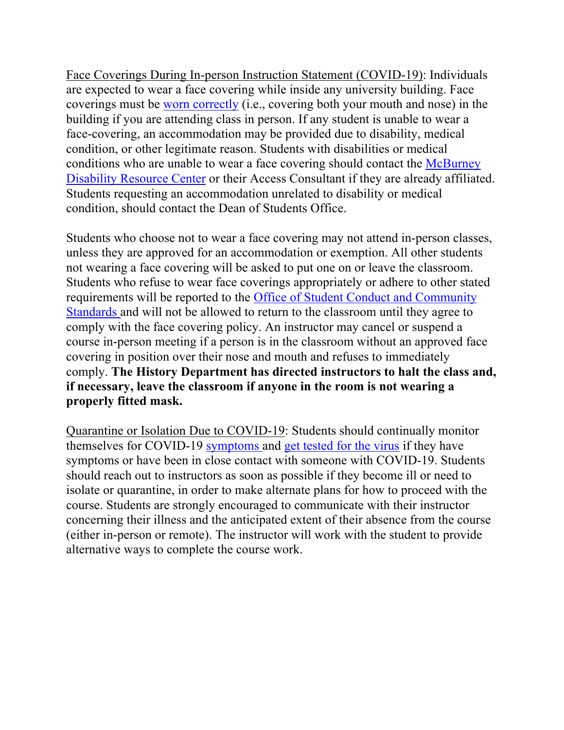Face Coverings During In-person Instruction Statement (COVID-19): Individuals are expected to wear a face covering while inside any university building. Face coverings must be [worn correctly] (i.e., covering both your mouth and nose) in the building if you are attending class in person. If any student is unable to wear a face-covering, an accommodation may be provided due to disability, medical condition, or other legitimate reason. Students with disabilities or medical conditions who are unable to wear a face covering should contact the [McBurney Disability Resource Center] or their Access Consultant if they are already affiliated. Students requesting an accommodation unrelated to disability or medical condition, should contact the Dean of Students Office.

Students who choose not to wear a face covering may not attend in-person classes, unless they are approved for an accommodation or exemption. All other students not wearing a face covering will be asked to put one on or leave the classroom. Students who refuse to wear face coverings appropriately or adhere to other stated requirements will be reported to the [Office of Student Conduct and Community Standards] and will not be allowed to return to the classroom until they agree to comply with the face covering policy. An instructor may cancel or suspend a course in-person meeting if a person is in the classroom without an approved face covering in position over their nose and mouth and refuses to immediately comply. **The History Department has directed instructors to halt the class and, if necessary, leave the classroom if anyone in the room is not wearing a properly fitted mask.**

Quarantine or Isolation Due to COVID-19: Students should continually monitor themselves for COVID-19 [symptoms] and [get tested for the virus] if they have symptoms or have been in close contact with someone with COVID-19. Students should reach out to instructors as soon as possible if they become ill or need to isolate or quarantine, in order to make alternate plans for how to proceed with the course. Students are strongly encouraged to communicate with their instructor concerning their illness and the anticipated extent of their absence from the course (either in-person or remote). The instructor will work with the student to provide alternative ways to complete the course work.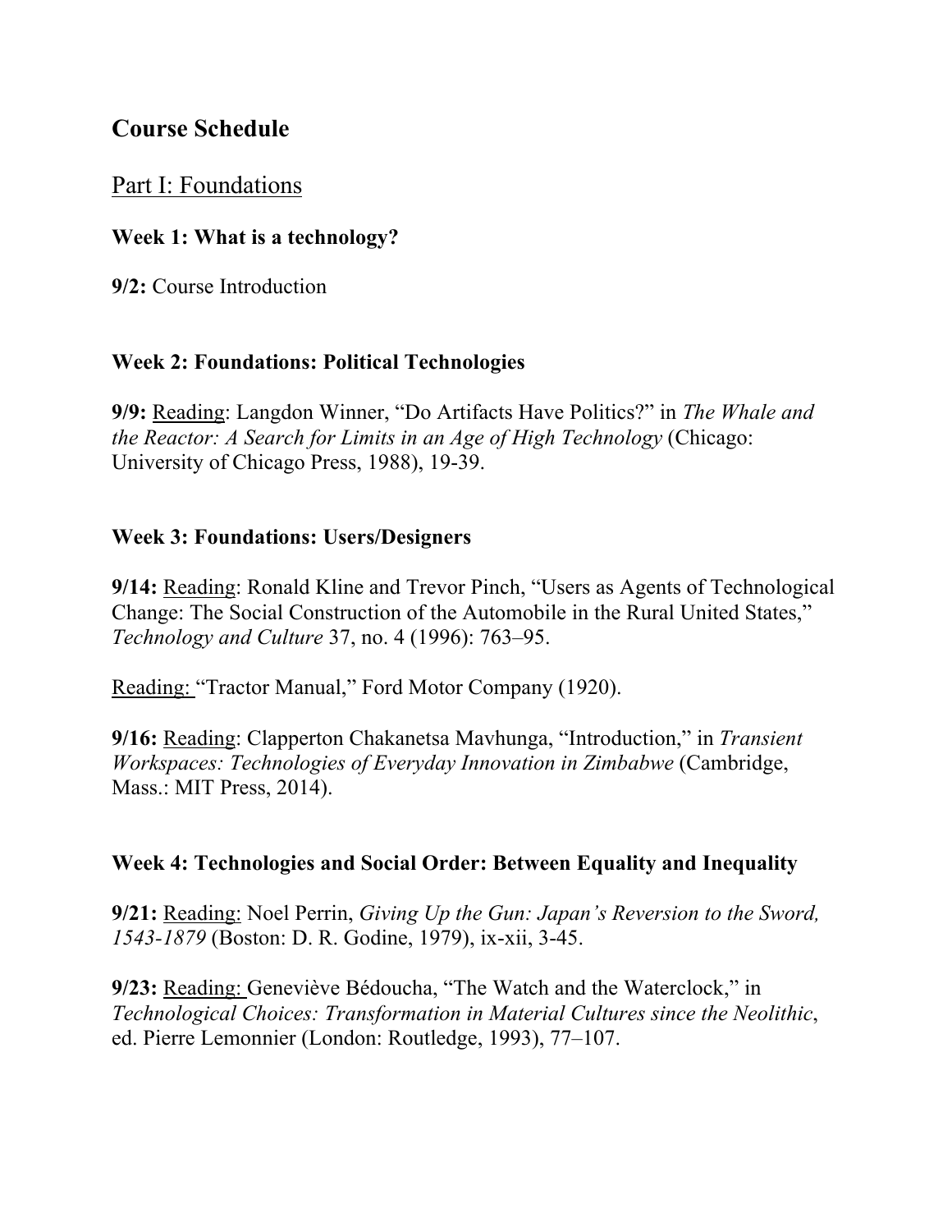# Course Schedule

## Part I: Foundations

### Week 1: What is a technology?

**9/2:** Course Introduction

### Week 2: Foundations: Political Technologies

**9/9:** Reading: Langdon Winner, "Do Artifacts Have Politics?" in *The Whale and the Reactor: A Search for Limits in an Age of High Technology* (Chicago: University of Chicago Press, 1988), 19-39.

### Week 3: Foundations: Users/Designers

**9/14:** Reading: Ronald Kline and Trevor Pinch, "Users as Agents of Technological Change: The Social Construction of the Automobile in the Rural United States," *Technology and Culture* 37, no. 4 (1996): 763–95.

Reading: "Tractor Manual," Ford Motor Company (1920).

**9/16:** Reading: Clapperton Chakanetsa Mavhunga, "Introduction," in *Transient Workspaces: Technologies of Everyday Innovation in Zimbabwe* (Cambridge, Mass.: MIT Press, 2014).

### Week 4: Technologies and Social Order: Between Equality and Inequality

**9/21:** Reading: Noel Perrin, *Giving Up the Gun: Japan's Reversion to the Sword, 1543-1879* (Boston: D. R. Godine, 1979), ix-xii, 3-45.

**9/23:** Reading: Geneviève Bédoucha, "The Watch and the Waterclock," in *Technological Choices: Transformation in Material Cultures since the Neolithic*, ed. Pierre Lemonnier (London: Routledge, 1993), 77–107.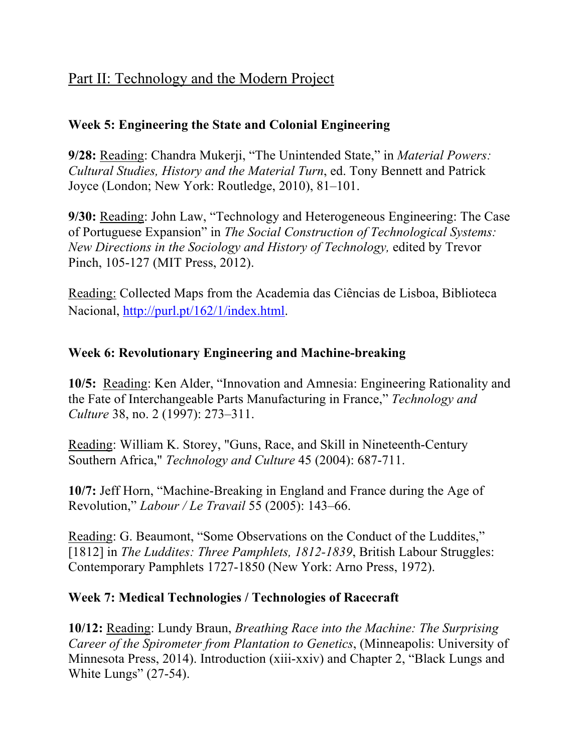## <u>Part II: Technology and the Modern Project</u>

**Week 5: Engineering the State and Colonial Engineering**

**9/28:** <u>Reading</u>: Chandra Mukerji, "The Unintended State," in *Material Powers: Cultural Studies, History and the Material Turn*, ed. Tony Bennett and Patrick Joyce (London; New York: Routledge, 2010), 81–101.

**9/30:** <u>Reading</u>: John Law, "Technology and Heterogeneous Engineering: The Case of Portuguese Expansion" in *The Social Construction of Technological Systems: New Directions in the Sociology and History of Technology,* edited by Trevor Pinch, 105-127 (MIT Press, 2012).

<u>Reading:</u> Collected Maps from the Academia das Ciências de Lisboa, Biblioteca Nacional, [http://purl.pt/162/1/index.html](http://purl.pt/162/1/index.html).

**Week 6: Revolutionary Engineering and Machine-breaking**

**10/5:** <u>Reading</u>: Ken Alder, "Innovation and Amnesia: Engineering Rationality and the Fate of Interchangeable Parts Manufacturing in France," *Technology and Culture* 38, no. 2 (1997): 273–311.

<u>Reading</u>: William K. Storey, "Guns, Race, and Skill in Nineteenth-Century Southern Africa," *Technology and Culture* 45 (2004): 687-711.

**10/7:** Jeff Horn, "Machine-Breaking in England and France during the Age of Revolution," *Labour / Le Travail* 55 (2005): 143–66.

<u>Reading</u>: G. Beaumont, "Some Observations on the Conduct of the Luddites," [1812] in *The Luddites: Three Pamphlets, 1812-1839*, British Labour Struggles: Contemporary Pamphlets 1727-1850 (New York: Arno Press, 1972).

**Week 7: Medical Technologies / Technologies of Racecraft**

**10/12:** <u>Reading</u>: Lundy Braun, *Breathing Race into the Machine: The Surprising Career of the Spirometer from Plantation to Genetics*, (Minneapolis: University of Minnesota Press, 2014). Introduction (xiii-xxiv) and Chapter 2, "Black Lungs and White Lungs" (27-54).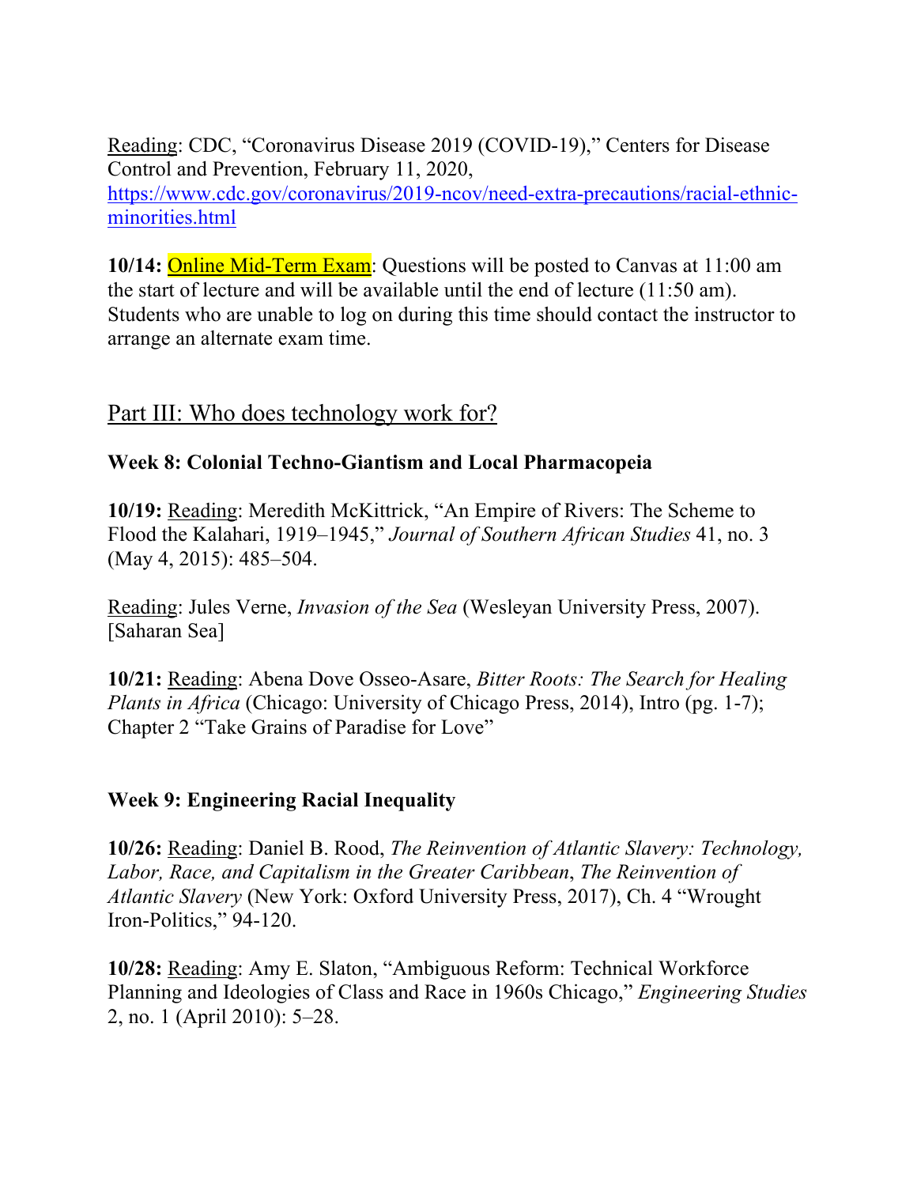Reading: CDC, "Coronavirus Disease 2019 (COVID-19)," Centers for Disease Control and Prevention, February 11, 2020, [https://www.cdc.gov/coronavirus/2019-ncov/need-extra-precautions/racial-ethnic-minorities.html](https://www.cdc.gov/coronavirus/2019-ncov/need-extra-precautions/racial-ethnic-minorities.html)

**10/14:** Online Mid-Term Exam: Questions will be posted to Canvas at 11:00 am the start of lecture and will be available until the end of lecture (11:50 am). Students who are unable to log on during this time should contact the instructor to arrange an alternate exam time.

## Part III: Who does technology work for?

### Week 8: Colonial Techno-Giantism and Local Pharmacopeia

**10/19:** Reading: Meredith McKittrick, "An Empire of Rivers: The Scheme to Flood the Kalahari, 1919–1945," *Journal of Southern African Studies* 41, no. 3 (May 4, 2015): 485–504.

Reading: Jules Verne, *Invasion of the Sea* (Wesleyan University Press, 2007). [Saharan Sea]

**10/21:** Reading: Abena Dove Osseo-Asare, *Bitter Roots: The Search for Healing Plants in Africa* (Chicago: University of Chicago Press, 2014), Intro (pg. 1-7); Chapter 2 "Take Grains of Paradise for Love"

### Week 9: Engineering Racial Inequality

**10/26:** Reading: Daniel B. Rood, *The Reinvention of Atlantic Slavery: Technology, Labor, Race, and Capitalism in the Greater Caribbean*, *The Reinvention of Atlantic Slavery* (New York: Oxford University Press, 2017), Ch. 4 "Wrought Iron-Politics," 94-120.

**10/28:** Reading: Amy E. Slaton, "Ambiguous Reform: Technical Workforce Planning and Ideologies of Class and Race in 1960s Chicago," *Engineering Studies* 2, no. 1 (April 2010): 5–28.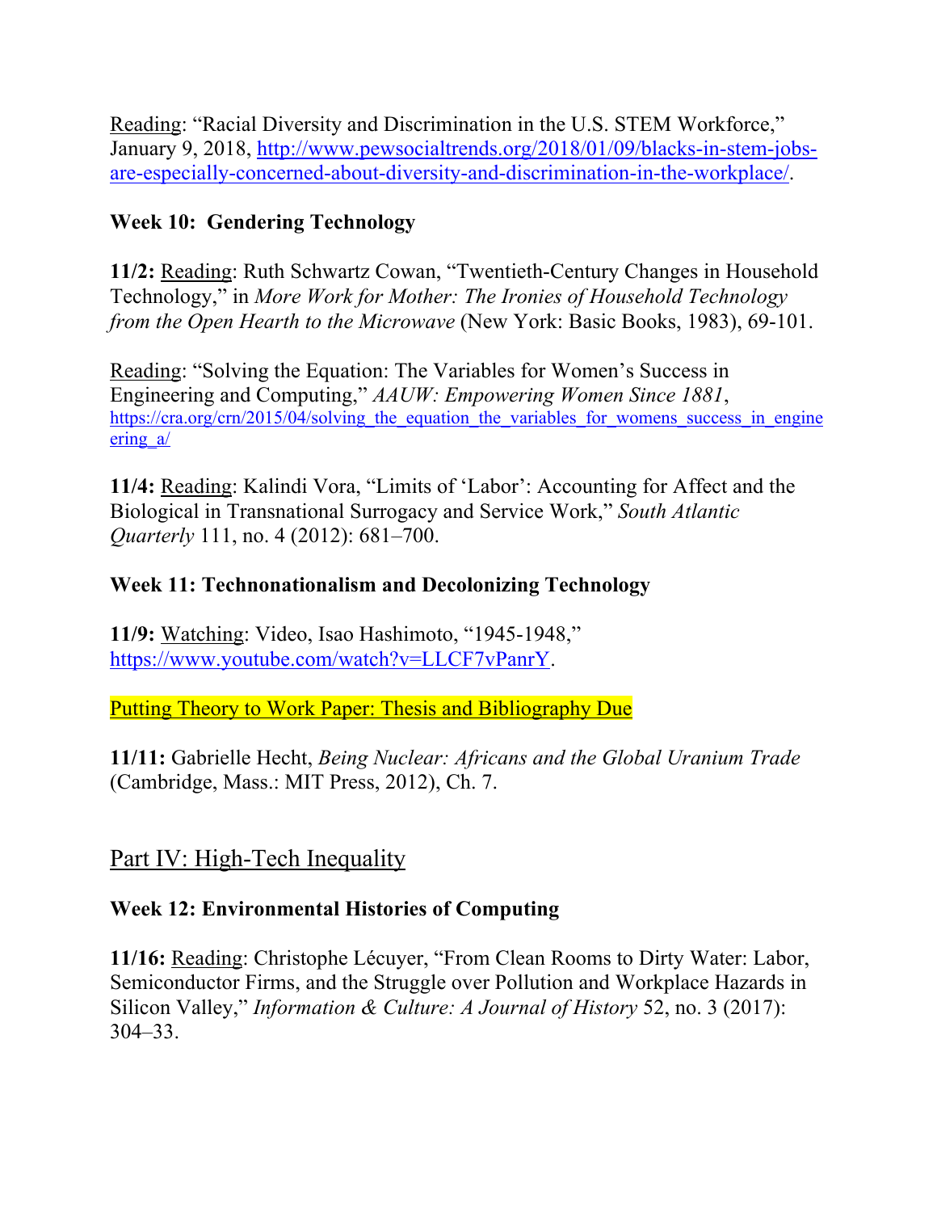<u>Reading</u>: "Racial Diversity and Discrimination in the U.S. STEM Workforce," January 9, 2018, [http://www.pewsocialtrends.org/2018/01/09/blacks-in-stem-jobs-are-especially-concerned-about-diversity-and-discrimination-in-the-workplace/](http://www.pewsocialtrends.org/2018/01/09/blacks-in-stem-jobs-are-especially-concerned-about-diversity-and-discrimination-in-the-workplace/).

### Week 10: Gendering Technology

**11/2:** <u>Reading</u>: Ruth Schwartz Cowan, "Twentieth-Century Changes in Household Technology," in *More Work for Mother: The Ironies of Household Technology from the Open Hearth to the Microwave* (New York: Basic Books, 1983), 69-101.

<u>Reading</u>: "Solving the Equation: The Variables for Women's Success in Engineering and Computing," *AAUW: Empowering Women Since 1881*, [https://cra.org/crn/2015/04/solving_the_equation_the_variables_for_womens_success_in_engineering_a/](https://cra.org/crn/2015/04/solving_the_equation_the_variables_for_womens_success_in_engineering_a/)

**11/4:** <u>Reading</u>: Kalindi Vora, "Limits of 'Labor': Accounting for Affect and the Biological in Transnational Surrogacy and Service Work," *South Atlantic Quarterly* 111, no. 4 (2012): 681–700.

### Week 11: Technonationalism and Decolonizing Technology

**11/9:** <u>Watching</u>: Video, Isao Hashimoto, "1945-1948," [https://www.youtube.com/watch?v=LLCF7vPanrY](https://www.youtube.com/watch?v=LLCF7vPanrY).

<u>Putting Theory to Work Paper: Thesis and Bibliography Due</u>

**11/11:** Gabrielle Hecht, *Being Nuclear: Africans and the Global Uranium Trade* (Cambridge, Mass.: MIT Press, 2012), Ch. 7.

## <u>Part IV: High-Tech Inequality</u>

### Week 12: Environmental Histories of Computing

**11/16:** <u>Reading</u>: Christophe Lécuyer, "From Clean Rooms to Dirty Water: Labor, Semiconductor Firms, and the Struggle over Pollution and Workplace Hazards in Silicon Valley," *Information & Culture: A Journal of History* 52, no. 3 (2017): 304–33.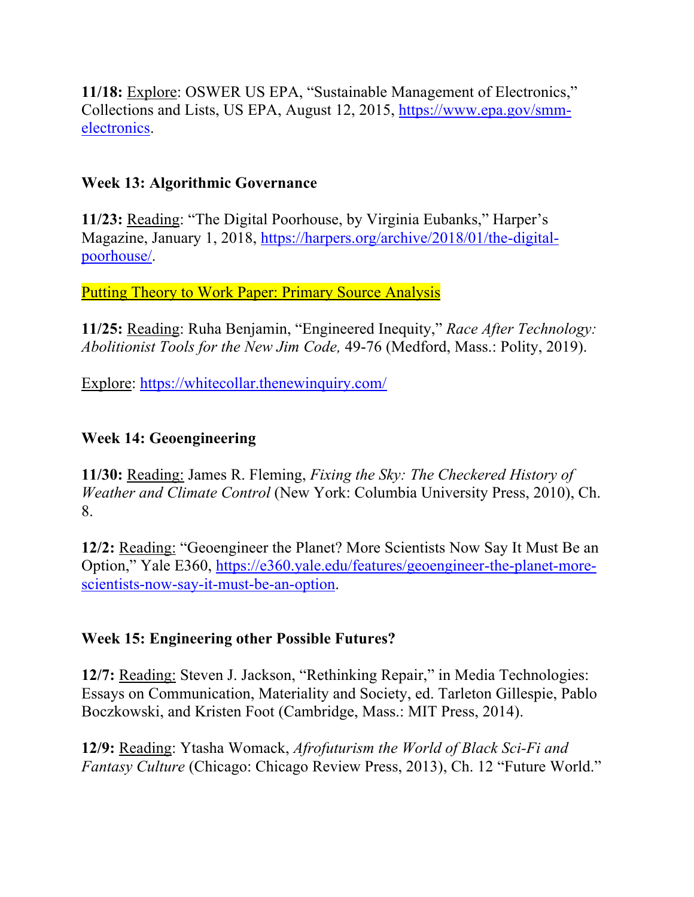**11/18:** Explore: OSWER US EPA, "Sustainable Management of Electronics," Collections and Lists, US EPA, August 12, 2015, https://www.epa.gov/smm-electronics.

### Week 13: Algorithmic Governance

**11/23:** Reading: "The Digital Poorhouse, by Virginia Eubanks," Harper's Magazine, January 1, 2018, https://harpers.org/archive/2018/01/the-digital-poorhouse/.

Putting Theory to Work Paper: Primary Source Analysis

**11/25:** Reading: Ruha Benjamin, "Engineered Inequity," *Race After Technology: Abolitionist Tools for the New Jim Code,* 49-76 (Medford, Mass.: Polity, 2019).

Explore: https://whitecollar.thenewinquiry.com/

### Week 14: Geoengineering

**11/30:** Reading: James R. Fleming, *Fixing the Sky: The Checkered History of Weather and Climate Control* (New York: Columbia University Press, 2010), Ch. 8.

**12/2:** Reading: "Geoengineer the Planet? More Scientists Now Say It Must Be an Option," Yale E360, https://e360.yale.edu/features/geoengineer-the-planet-more-scientists-now-say-it-must-be-an-option.

### Week 15: Engineering other Possible Futures?

**12/7:** Reading: Steven J. Jackson, "Rethinking Repair," in Media Technologies: Essays on Communication, Materiality and Society, ed. Tarleton Gillespie, Pablo Boczkowski, and Kristen Foot (Cambridge, Mass.: MIT Press, 2014).

**12/9:** Reading: Ytasha Womack, *Afrofuturism the World of Black Sci-Fi and Fantasy Culture* (Chicago: Chicago Review Press, 2013), Ch. 12 "Future World."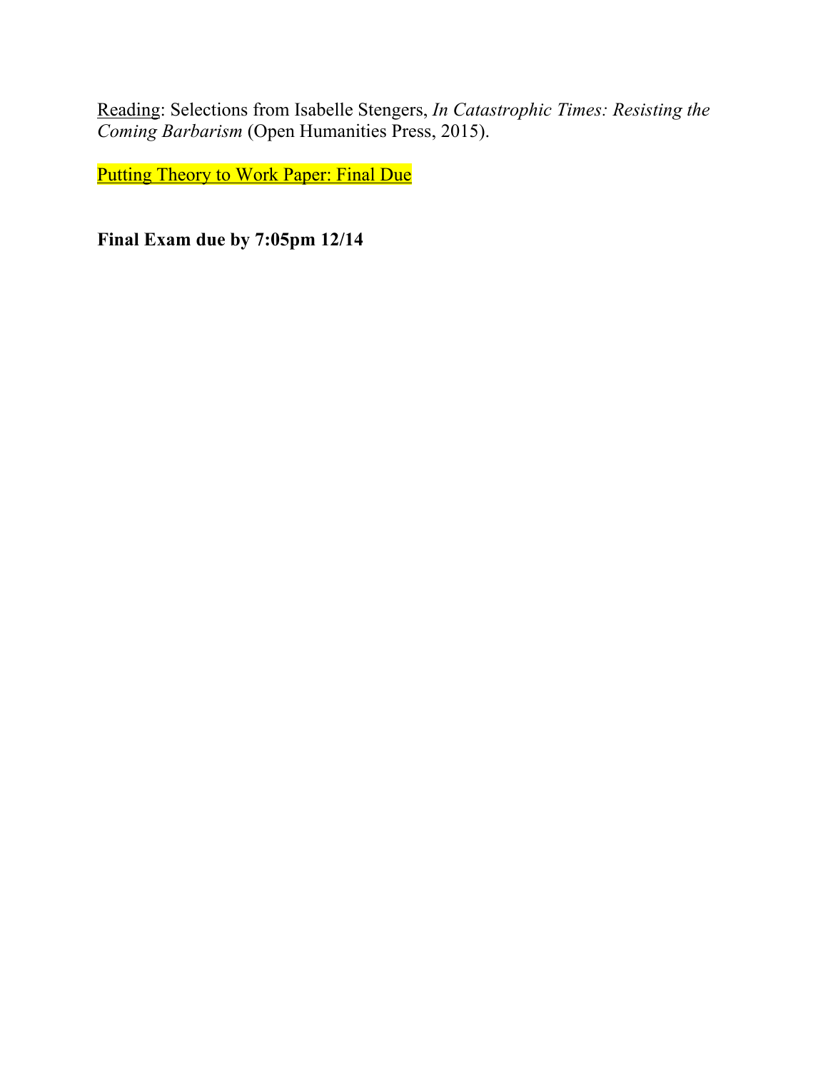Reading: Selections from Isabelle Stengers, *In Catastrophic Times: Resisting the Coming Barbarism* (Open Humanities Press, 2015).

Putting Theory to Work Paper: Final Due

**Final Exam due by 7:05pm 12/14**